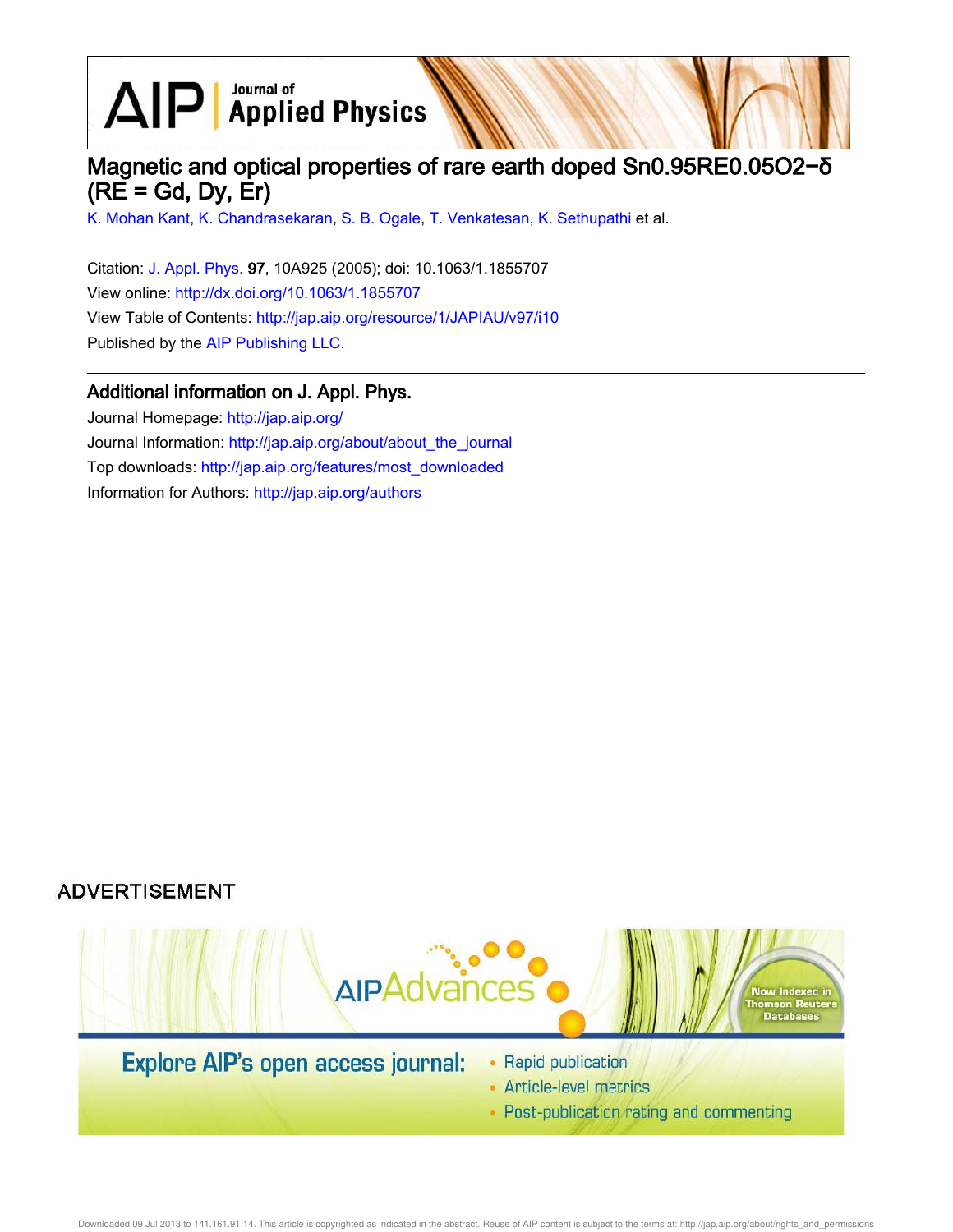# Magnetic and optical properties of rare earth doped $Sn_{0.95}RE_{0.05}O_{2-\delta}$ (RE = Gd, Dy, Er)

K. Mohan Kant, K. Chandrasekaran, S. B. Ogale, T. Venkatesan, K. Sethupathi et al.

Citation: J. Appl. Phys. **97**, 10A925 (2005); doi: 10.1063/1.1855707
View online: http://dx.doi.org/10.1063/1.1855707
View Table of Contents: http://jap.aip.org/resource/1/JAPIAU/v97/i10
Published by the AIP Publishing LLC.

## Additional information on J. Appl. Phys.

Journal Homepage: http://jap.aip.org/
Journal Information: http://jap.aip.org/about/about_the_journal
Top downloads: http://jap.aip.org/features/most_downloaded
Information for Authors: http://jap.aip.org/authors

ADVERTISEMENT

AIPAdvances

Now Indexed in Thomson Reuters Databases

Explore AIP's open access journal:

- Rapid publication
- Article-level metrics
- Post-publication rating and commenting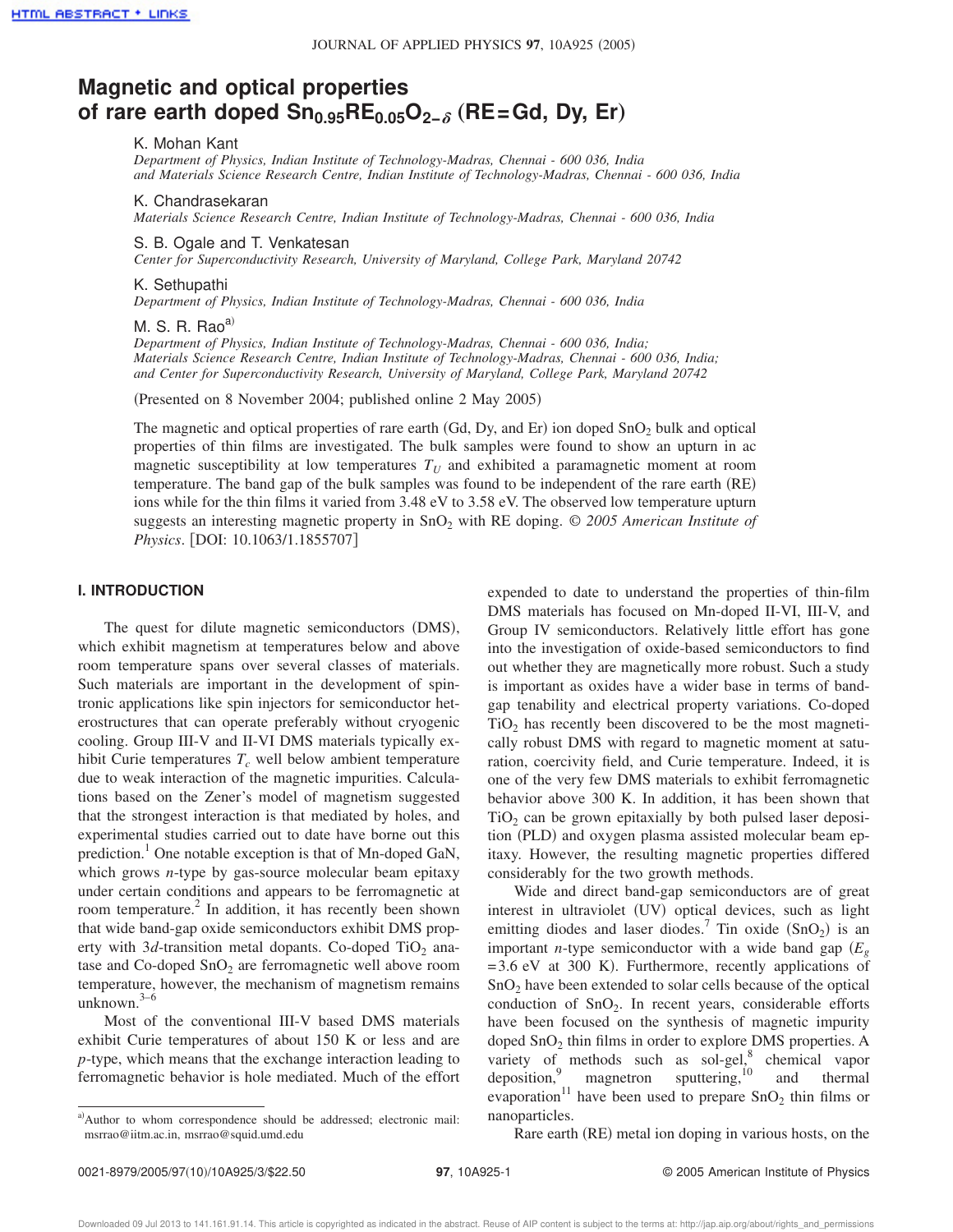# Magnetic and optical properties of rare earth doped $Sn_{0.95}RE_{0.05}O_{2-\delta}$ (RE=Gd, Dy, Er)

K. Mohan Kant

*Department of Physics, Indian Institute of Technology-Madras, Chennai - 600 036, India and Materials Science Research Centre, Indian Institute of Technology-Madras, Chennai - 600 036, India*

K. Chandrasekaran

*Materials Science Research Centre, Indian Institute of Technology-Madras, Chennai - 600 036, India*

S. B. Ogale and T. Venkatesan

*Center for Superconductivity Research, University of Maryland, College Park, Maryland 20742*

K. Sethupathi

*Department of Physics, Indian Institute of Technology-Madras, Chennai - 600 036, India*

M. S. R. Rao[a]

*Department of Physics, Indian Institute of Technology-Madras, Chennai - 600 036, India; Materials Science Research Centre, Indian Institute of Technology-Madras, Chennai - 600 036, India; and Center for Superconductivity Research, University of Maryland, College Park, Maryland 20742*

(Presented on 8 November 2004; published online 2 May 2005)

The magnetic and optical properties of rare earth (Gd, Dy, and Er) ion doped $SnO_2$ bulk and optical properties of thin films are investigated. The bulk samples were found to show an upturn in ac magnetic susceptibility at low temperatures $T_U$ and exhibited a paramagnetic moment at room temperature. The band gap of the bulk samples was found to be independent of the rare earth (RE) ions while for the thin films it varied from 3.48 eV to 3.58 eV. The observed low temperature upturn suggests an interesting magnetic property in $SnO_2$ with RE doping. © *2005 American Institute of Physics*. [DOI: 10.1063/1.1855707]

## I. INTRODUCTION

The quest for dilute magnetic semiconductors (DMS), which exhibit magnetism at temperatures below and above room temperature spans over several classes of materials. Such materials are important in the development of spintronic applications like spin injectors for semiconductor heterostructures that can operate preferably without cryogenic cooling. Group III-V and II-VI DMS materials typically exhibit Curie temperatures $T_c$ well below ambient temperature due to weak interaction of the magnetic impurities. Calculations based on the Zener's model of magnetism suggested that the strongest interaction is that mediated by holes, and experimental studies carried out to date have borne out this prediction.[1] One notable exception is that of Mn-doped GaN, which grows *n*-type by gas-source molecular beam epitaxy under certain conditions and appears to be ferromagnetic at room temperature.[2] In addition, it has recently been shown that wide band-gap oxide semiconductors exhibit DMS property with 3*d*-transition metal dopants. Co-doped $TiO_2$ anatase and Co-doped $SnO_2$ are ferromagnetic well above room temperature, however, the mechanism of magnetism remains unknown.[3–6]

Most of the conventional III-V based DMS materials exhibit Curie temperatures of about 150 K or less and are *p*-type, which means that the exchange interaction leading to ferromagnetic behavior is hole mediated. Much of the effort expended to date to understand the properties of thin-film DMS materials has focused on Mn-doped II-VI, III-V, and Group IV semiconductors. Relatively little effort has gone into the investigation of oxide-based semiconductors to find out whether they are magnetically more robust. Such a study is important as oxides have a wider base in terms of band-gap tenability and electrical property variations. Co-doped $TiO_2$ has recently been discovered to be the most magnetically robust DMS with regard to magnetic moment at saturation, coercivity field, and Curie temperature. Indeed, it is one of the very few DMS materials to exhibit ferromagnetic behavior above 300 K. In addition, it has been shown that $TiO_2$ can be grown epitaxially by both pulsed laser deposition (PLD) and oxygen plasma assisted molecular beam epitaxy. However, the resulting magnetic properties differed considerably for the two growth methods.

Wide and direct band-gap semiconductors are of great interest in ultraviolet (UV) optical devices, such as light emitting diodes and laser diodes.[7] Tin oxide ($SnO_2$) is an important *n*-type semiconductor with a wide band gap ($E_g$ = 3.6 eV at 300 K). Furthermore, recently applications of $SnO_2$ have been extended to solar cells because of the optical conduction of $SnO_2$. In recent years, considerable efforts have been focused on the synthesis of magnetic impurity doped $SnO_2$ thin films in order to explore DMS properties. A variety of methods such as sol-gel,[8] chemical vapor deposition,[9] magnetron sputtering,[10] and thermal evaporation[11] have been used to prepare $SnO_2$ thin films or nanoparticles.

Rare earth (RE) metal ion doping in various hosts, on the

[a] Author to whom correspondence should be addressed; electronic mail: msrrao@iitm.ac.in, msrrao@squid.umd.edu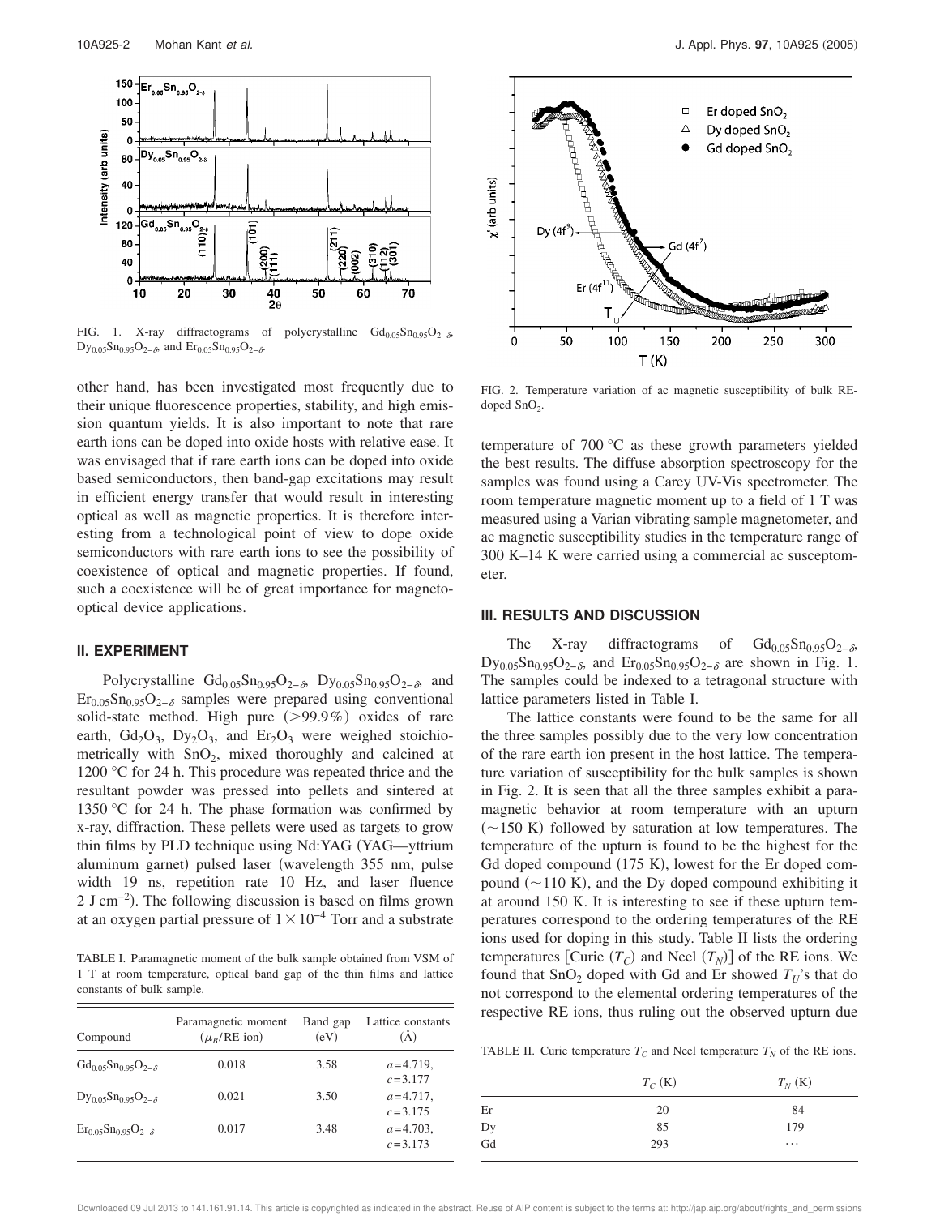FIG. 1. X-ray diffractograms of polycrystalline $Gd_{0.05}Sn_{0.95}O_{2-\delta}$, $Dy_{0.05}Sn_{0.95}O_{2-\delta}$, and $Er_{0.05}Sn_{0.95}O_{2-\delta}$.

other hand, has been investigated most frequently due to their unique fluorescence properties, stability, and high emission quantum yields. It is also important to note that rare earth ions can be doped into oxide hosts with relative ease. It was envisaged that if rare earth ions can be doped into oxide based semiconductors, then band-gap excitations may result in efficient energy transfer that would result in interesting optical as well as magnetic properties. It is therefore interesting from a technological point of view to dope oxide semiconductors with rare earth ions to see the possibility of coexistence of optical and magnetic properties. If found, such a coexistence will be of great importance for magneto-optical device applications.

## II. EXPERIMENT

Polycrystalline $Gd_{0.05}Sn_{0.95}O_{2-\delta}$, $Dy_{0.05}Sn_{0.95}O_{2-\delta}$, and $Er_{0.05}Sn_{0.95}O_{2-\delta}$ samples were prepared using conventional solid-state method. High pure (>99.9%) oxides of rare earth, $Gd_2O_3$, $Dy_2O_3$, and $Er_2O_3$ were weighed stoichiometrically with $SnO_2$, mixed thoroughly and calcined at 1200 °C for 24 h. This procedure was repeated thrice and the resultant powder was pressed into pellets and sintered at 1350 °C for 24 h. The phase formation was confirmed by x-ray, diffraction. These pellets were used as targets to grow thin films by PLD technique using Nd:YAG (YAG—yttrium aluminum garnet) pulsed laser (wavelength 355 nm, pulse width 19 ns, repetition rate 10 Hz, and laser fluence 2 J cm$^{-2}$). The following discussion is based on films grown at an oxygen partial pressure of $1\times10^{-4}$ Torr and a substrate

TABLE I. Paramagnetic moment of the bulk sample obtained from VSM of 1 T at room temperature, optical band gap of the thin films and lattice constants of bulk sample.

| Compound | Paramagnetic moment ($\mu_B$/RE ion) | Band gap (eV) | Lattice constants (Å) |
|---|---|---|---|
| $Gd_{0.05}Sn_{0.95}O_{2-\delta}$ | 0.018 | 3.58 | $a$=4.719, $c$=3.177 |
| $Dy_{0.05}Sn_{0.95}O_{2-\delta}$ | 0.021 | 3.50 | $a$=4.717, $c$=3.175 |
| $Er_{0.05}Sn_{0.95}O_{2-\delta}$ | 0.017 | 3.48 | $a$=4.703, $c$=3.173 |

FIG. 2. Temperature variation of ac magnetic susceptibility of bulk RE-doped $SnO_2$.

temperature of 700 °C as these growth parameters yielded the best results. The diffuse absorption spectroscopy for the samples was found using a Carey UV-Vis spectrometer. The room temperature magnetic moment up to a field of 1 T was measured using a Varian vibrating sample magnetometer, and ac magnetic susceptibility studies in the temperature range of 300 K–14 K were carried using a commercial ac susceptometer.

## III. RESULTS AND DISCUSSION

The X-ray diffractograms of $Gd_{0.05}Sn_{0.95}O_{2-\delta}$, $Dy_{0.05}Sn_{0.95}O_{2-\delta}$, and $Er_{0.05}Sn_{0.95}O_{2-\delta}$ are shown in Fig. 1. The samples could be indexed to a tetragonal structure with lattice parameters listed in Table I.

The lattice constants were found to be the same for all the three samples possibly due to the very low concentration of the rare earth ion present in the host lattice. The temperature variation of susceptibility for the bulk samples is shown in Fig. 2. It is seen that all the three samples exhibit a paramagnetic behavior at room temperature with an upturn (~150 K) followed by saturation at low temperatures. The temperature of the upturn is found to be the highest for the Gd doped compound (175 K), lowest for the Er doped compound (~110 K), and the Dy doped compound exhibiting it at around 150 K. It is interesting to see if these upturn temperatures correspond to the ordering temperatures of the RE ions used for doping in this study. Table II lists the ordering temperatures [Curie ($T_C$) and Neel ($T_N$)] of the RE ions. We found that $SnO_2$ doped with Gd and Er showed $T_U$'s that do not correspond to the elemental ordering temperatures of the respective RE ions, thus ruling out the observed upturn due

TABLE II. Curie temperature $T_C$ and Neel temperature $T_N$ of the RE ions.

| | $T_C$ (K) | $T_N$ (K) |
|---|---|---|
| Er | 20 | 84 |
| Dy | 85 | 179 |
| Gd | 293 | ... |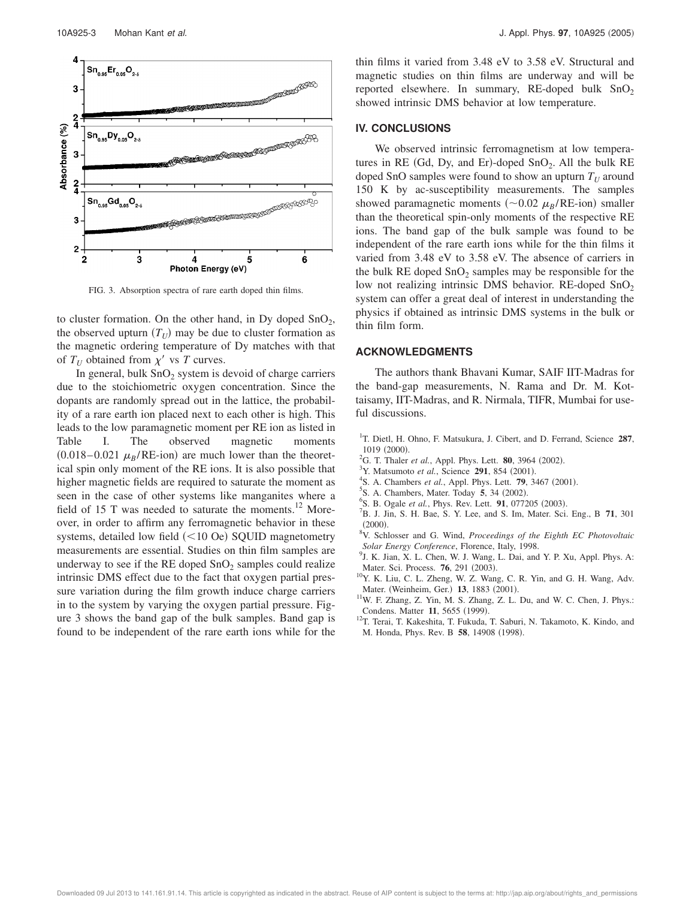Sn$_{0.95}$Er$_{0.05}$O$_{2-\delta}$

Sn$_{0.95}$Dy$_{0.05}$O$_{2-\delta}$

Sn$_{0.95}$Gd$_{0.05}$O$_{2-\delta}$

Absorbance (%)

Photon Energy (eV)

2 3 4 5 6

FIG. 3. Absorption spectra of rare earth doped thin films.

to cluster formation. On the other hand, in Dy doped $SnO_2$, the observed upturn ($T_U$) may be due to cluster formation as the magnetic ordering temperature of Dy matches with that of $T_U$ obtained from $\chi'$ vs $T$ curves.

In general, bulk $SnO_2$ system is devoid of charge carriers due to the stoichiometric oxygen concentration. Since the dopants are randomly spread out in the lattice, the probability of a rare earth ion placed next to each other is high. This leads to the low paramagnetic moment per RE ion as listed in Table I. The observed magnetic moments ($0.018–0.021\ \mu_B$/RE-ion) are much lower than the theoretical spin only moment of the RE ions. It is also possible that higher magnetic fields are required to saturate the moment as seen in the case of other systems like manganites where a field of 15 T was needed to saturate the moments.[12] Moreover, in order to affirm any ferromagnetic behavior in these systems, detailed low field (<10 Oe) SQUID magnetometry measurements are essential. Studies on thin film samples are underway to see if the RE doped $SnO_2$ samples could realize intrinsic DMS effect due to the fact that oxygen partial pressure variation during the film growth induce charge carriers in to the system by varying the oxygen partial pressure. Figure 3 shows the band gap of the bulk samples. Band gap is found to be independent of the rare earth ions while for the thin films it varied from 3.48 eV to 3.58 eV. Structural and magnetic studies on thin films are underway and will be reported elsewhere. In summary, RE-doped bulk $SnO_2$ showed intrinsic DMS behavior at low temperature.

## IV. CONCLUSIONS

We observed intrinsic ferromagnetism at low temperatures in RE (Gd, Dy, and Er)-doped $SnO_2$. All the bulk RE doped SnO samples were found to show an upturn $T_U$ around 150 K by ac-susceptibility measurements. The samples showed paramagnetic moments ($\sim 0.02\ \mu_B$/RE-ion) smaller than the theoretical spin-only moments of the respective RE ions. The band gap of the bulk sample was found to be independent of the rare earth ions while for the thin films it varied from 3.48 eV to 3.58 eV. The absence of carriers in the bulk RE doped $SnO_2$ samples may be responsible for the low not realizing intrinsic DMS behavior. RE-doped $SnO_2$ system can offer a great deal of interest in understanding the physics if obtained as intrinsic DMS systems in the bulk or thin film form.

## ACKNOWLEDGMENTS

The authors thank Bhavani Kumar, SAIF IIT-Madras for the band-gap measurements, N. Rama and Dr. M. Kottaisamy, IIT-Madras, and R. Nirmala, TIFR, Mumbai for useful discussions.

[1] T. Dietl, H. Ohno, F. Matsukura, J. Cibert, and D. Ferrand, Science **287**, 1019 (2000).
[2] G. T. Thaler *et al.*, Appl. Phys. Lett. **80**, 3964 (2002).
[3] Y. Matsumoto *et al.*, Science **291**, 854 (2001).
[4] S. A. Chambers *et al.*, Appl. Phys. Lett. **79**, 3467 (2001).
[5] S. A. Chambers, Mater. Today **5**, 34 (2002).
[6] S. B. Ogale *et al.*, Phys. Rev. Lett. **91**, 077205 (2003).
[7] B. J. Jin, S. H. Bae, S. Y. Lee, and S. Im, Mater. Sci. Eng., B **71**, 301 (2000).
[8] V. Schlosser and G. Wind, *Proceedings of the Eighth EC Photovoltaic Solar Energy Conference*, Florence, Italy, 1998.
[9] J. K. Jian, X. L. Chen, W. J. Wang, L. Dai, and Y. P. Xu, Appl. Phys. A: Mater. Sci. Process. **76**, 291 (2003).
[10] Y. K. Liu, C. L. Zheng, W. Z. Wang, C. R. Yin, and G. H. Wang, Adv. Mater. (Weinheim, Ger.) **13**, 1883 (2001).
[11] W. F. Zhang, Z. Yin, M. S. Zhang, Z. L. Du, and W. C. Chen, J. Phys.: Condens. Matter **11**, 5655 (1999).
[12] T. Terai, T. Kakeshita, T. Fukuda, T. Saburi, N. Takamoto, K. Kindo, and M. Honda, Phys. Rev. B **58**, 14908 (1998).